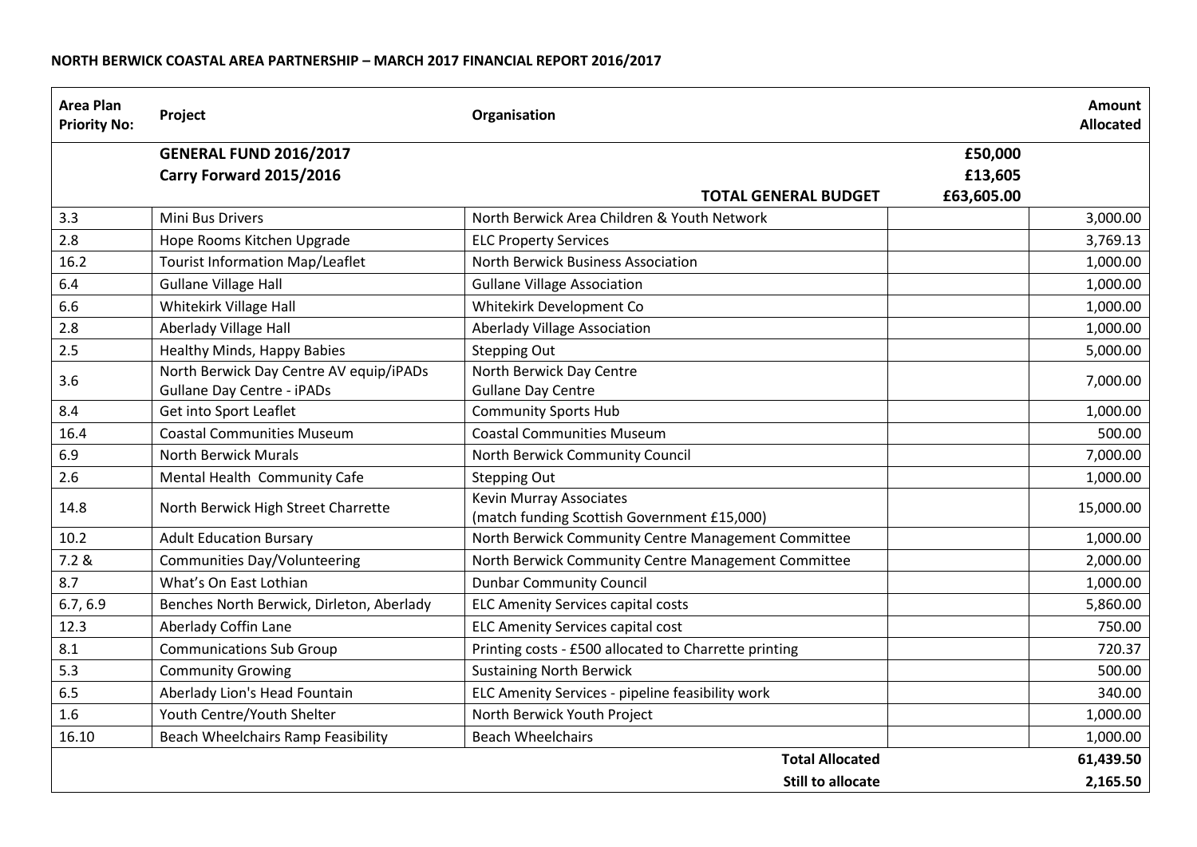**NORTH BERWICK COASTAL AREA PARTNERSHIP – MARCH 2017 FINANCIAL REPORT 2016/2017**

| Area Plan Priority No: | Project | Organisation | | Amount Allocated |
|---|---|---|---|---|
| | **GENERAL FUND 2016/2017** | | **£50,000** | |
| | **Carry Forward 2015/2016** | | **£13,605** | |
| | | **TOTAL GENERAL BUDGET** | **£63,605.00** | |
| 3.3 | Mini Bus Drivers | North Berwick Area Children & Youth Network | | 3,000.00 |
| 2.8 | Hope Rooms Kitchen Upgrade | ELC Property Services | | 3,769.13 |
| 16.2 | Tourist Information Map/Leaflet | North Berwick Business Association | | 1,000.00 |
| 6.4 | Gullane Village Hall | Gullane Village Association | | 1,000.00 |
| 6.6 | Whitekirk Village Hall | Whitekirk Development Co | | 1,000.00 |
| 2.8 | Aberlady Village Hall | Aberlady Village Association | | 1,000.00 |
| 2.5 | Healthy Minds, Happy Babies | Stepping Out | | 5,000.00 |
| 3.6 | North Berwick Day Centre AV equip/iPADs<br>Gullane Day Centre - iPADs | North Berwick Day Centre<br>Gullane Day Centre | | 7,000.00 |
| 8.4 | Get into Sport Leaflet | Community Sports Hub | | 1,000.00 |
| 16.4 | Coastal Communities Museum | Coastal Communities Museum | | 500.00 |
| 6.9 | North Berwick Murals | North Berwick Community Council | | 7,000.00 |
| 2.6 | Mental Health Community Cafe | Stepping Out | | 1,000.00 |
| 14.8 | North Berwick High Street Charrette | Kevin Murray Associates<br>(match funding Scottish Government £15,000) | | 15,000.00 |
| 10.2 | Adult Education Bursary | North Berwick Community Centre Management Committee | | 1,000.00 |
| 7.2 & | Communities Day/Volunteering | North Berwick Community Centre Management Committee | | 2,000.00 |
| 8.7 | What's On East Lothian | Dunbar Community Council | | 1,000.00 |
| 6.7, 6.9 | Benches North Berwick, Dirleton, Aberlady | ELC Amenity Services capital costs | | 5,860.00 |
| 12.3 | Aberlady Coffin Lane | ELC Amenity Services capital cost | | 750.00 |
| 8.1 | Communications Sub Group | Printing costs - £500 allocated to Charrette printing | | 720.37 |
| 5.3 | Community Growing | Sustaining North Berwick | | 500.00 |
| 6.5 | Aberlady Lion's Head Fountain | ELC Amenity Services - pipeline feasibility work | | 340.00 |
| 1.6 | Youth Centre/Youth Shelter | North Berwick Youth Project | | 1,000.00 |
| 16.10 | Beach Wheelchairs Ramp Feasibility | Beach Wheelchairs | | 1,000.00 |
| | | **Total Allocated** | | **61,439.50** |
| | | **Still to allocate** | | **2,165.50** |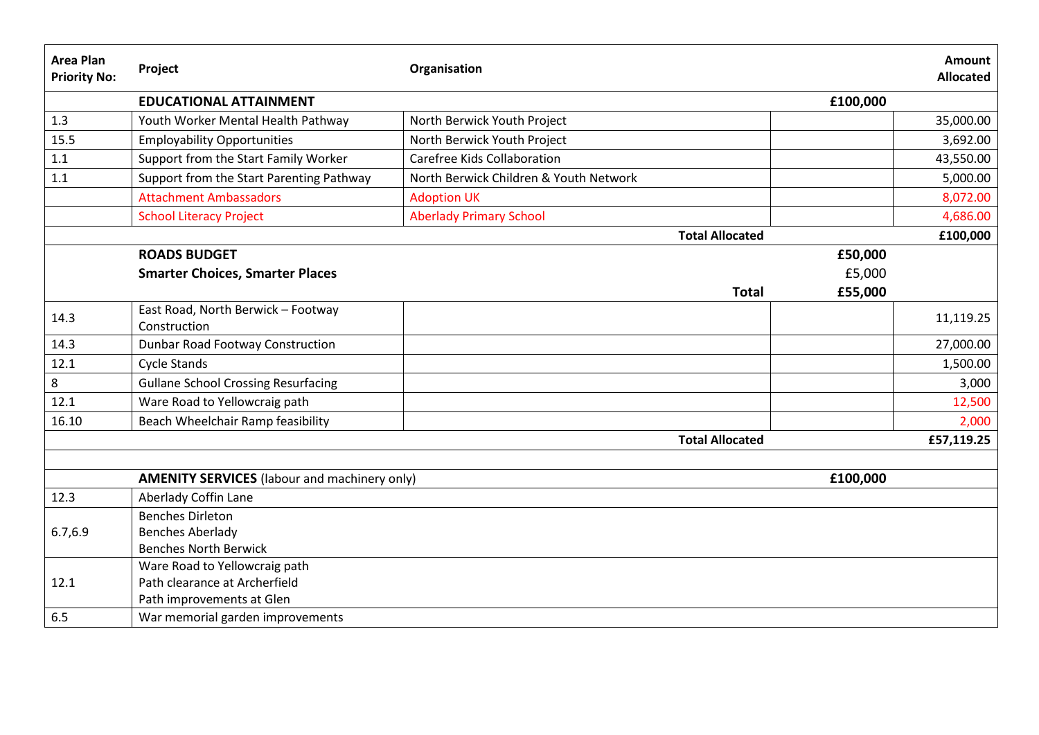| Area Plan Priority No: | Project | Organisation | | Amount Allocated |
|---|---|---|---|---|
| | **EDUCATIONAL ATTAINMENT** | | **£100,000** | |
| 1.3 | Youth Worker Mental Health Pathway | North Berwick Youth Project | | 35,000.00 |
| 15.5 | Employability Opportunities | North Berwick Youth Project | | 3,692.00 |
| 1.1 | Support from the Start Family Worker | Carefree Kids Collaboration | | 43,550.00 |
| 1.1 | Support from the Start Parenting Pathway | North Berwick Children & Youth Network | | 5,000.00 |
| | Attachment Ambassadors | Adoption UK | | 8,072.00 |
| | School Literacy Project | Aberlady Primary School | | 4,686.00 |
| | | **Total Allocated** | | **£100,000** |
| | **ROADS BUDGET** | | **£50,000** | |
| | **Smarter Choices, Smarter Places** | | £5,000 | |
| | | **Total** | **£55,000** | |
| 14.3 | East Road, North Berwick – Footway Construction | | | 11,119.25 |
| 14.3 | Dunbar Road Footway Construction | | | 27,000.00 |
| 12.1 | Cycle Stands | | | 1,500.00 |
| 8 | Gullane School Crossing Resurfacing | | | 3,000 |
| 12.1 | Ware Road to Yellowcraig path | | | 12,500 |
| 16.10 | Beach Wheelchair Ramp feasibility | | | 2,000 |
| | | **Total Allocated** | | **£57,119.25** |
| | | | | |
| | **AMENITY SERVICES** (labour and machinery only) | | **£100,000** | |
| 12.3 | Aberlady Coffin Lane | | | |
| 6.7,6.9 | Benches Dirleton<br>Benches Aberlady<br>Benches North Berwick | | | |
| 12.1 | Ware Road to Yellowcraig path<br>Path clearance at Archerfield<br>Path improvements at Glen | | | |
| 6.5 | War memorial garden improvements | | | |